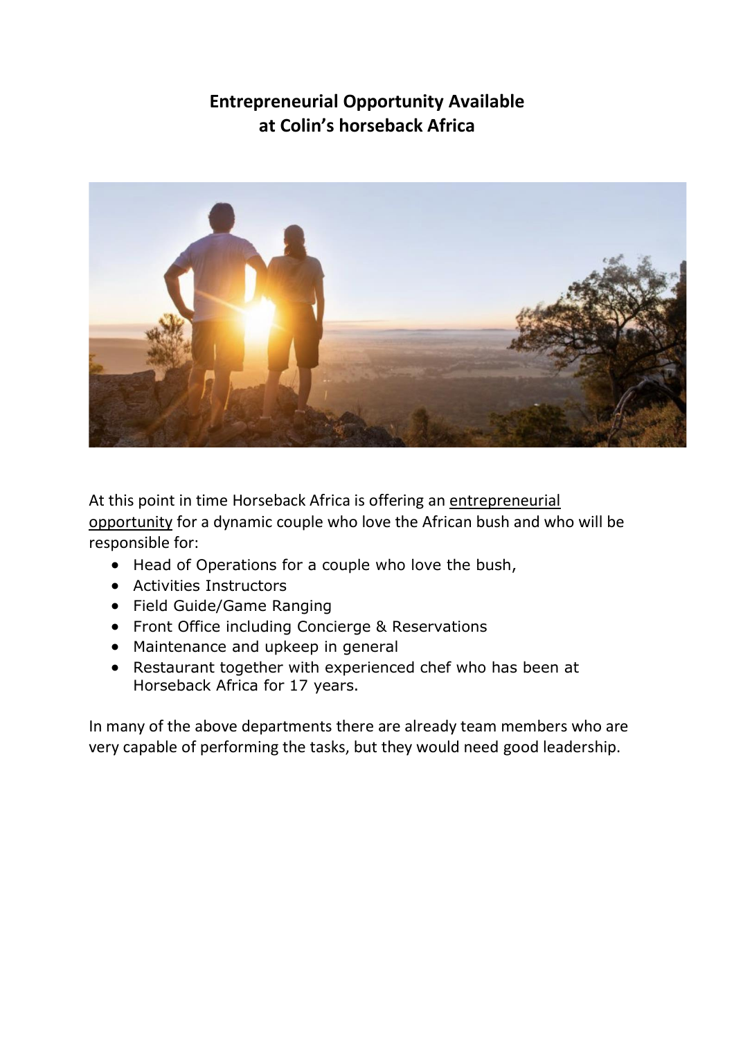# Entrepreneurial Opportunity Available at Colin's horseback Africa

At this point in time Horseback Africa is offering an <u>entrepreneurial opportunity</u> for a dynamic couple who love the African bush and who will be responsible for:

- Head of Operations for a couple who love the bush,
- Activities Instructors
- Field Guide/Game Ranging
- Front Office including Concierge & Reservations
- Maintenance and upkeep in general
- Restaurant together with experienced chef who has been at Horseback Africa for 17 years.

In many of the above departments there are already team members who are very capable of performing the tasks, but they would need good leadership.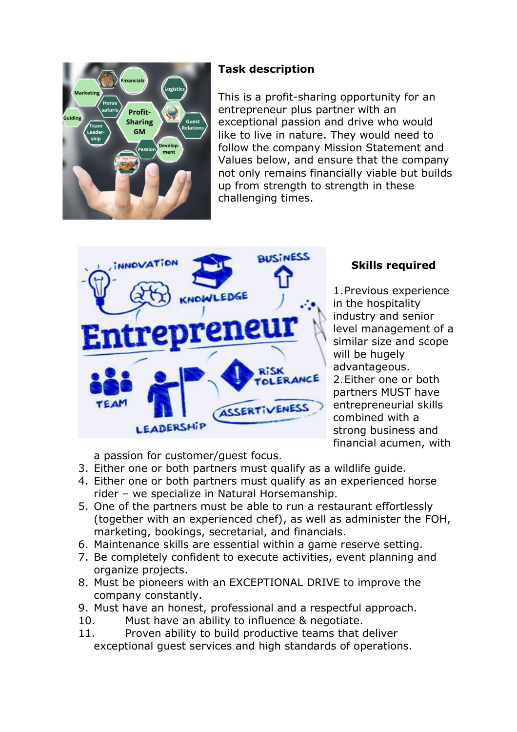## Task description

This is a profit-sharing opportunity for an entrepreneur plus partner with an exceptional passion and drive who would like to live in nature. They would need to follow the company Mission Statement and Values below, and ensure that the company not only remains financially viable but builds up from strength to strength in these challenging times.

## Skills required

1. Previous experience in the hospitality industry and senior level management of a similar size and scope will be hugely advantageous.
2. Either one or both partners MUST have entrepreneurial skills combined with a strong business and financial acumen, with a passion for customer/guest focus.
3. Either one or both partners must qualify as a wildlife guide.
4. Either one or both partners must qualify as an experienced horse rider – we specialize in Natural Horsemanship.
5. One of the partners must be able to run a restaurant effortlessly (together with an experienced chef), as well as administer the FOH, marketing, bookings, secretarial, and financials.
6. Maintenance skills are essential within a game reserve setting.
7. Be completely confident to execute activities, event planning and organize projects.
8. Must be pioneers with an EXCEPTIONAL DRIVE to improve the company constantly.
9. Must have an honest, professional and a respectful approach.
10. Must have an ability to influence & negotiate.
11. Proven ability to build productive teams that deliver exceptional guest services and high standards of operations.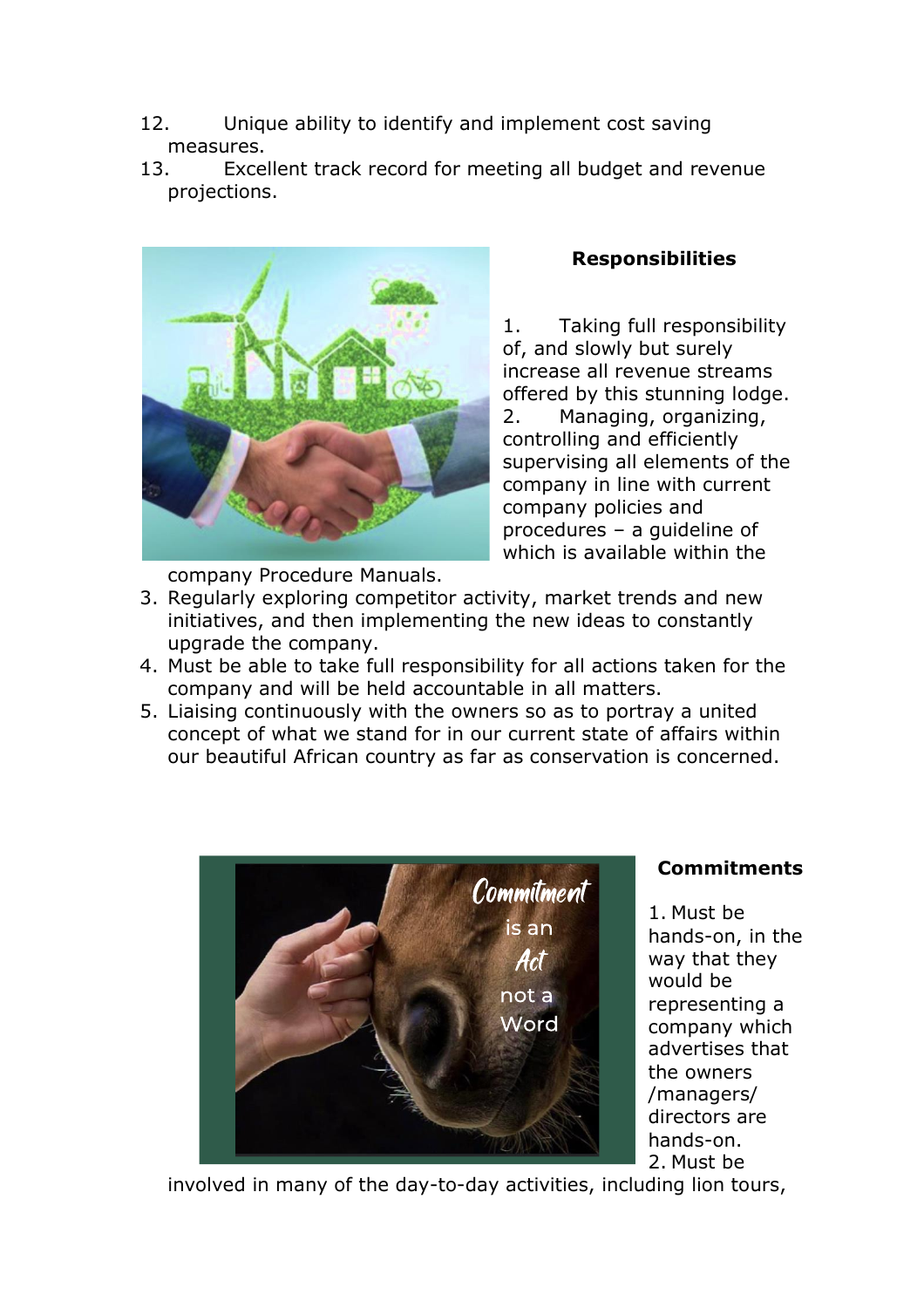12. Unique ability to identify and implement cost saving measures.
13. Excellent track record for meeting all budget and revenue projections.

**Responsibilities**

1. Taking full responsibility of, and slowly but surely increase all revenue streams offered by this stunning lodge.
2. Managing, organizing, controlling and efficiently supervising all elements of the company in line with current company policies and procedures – a guideline of which is available within the company Procedure Manuals.
3. Regularly exploring competitor activity, market trends and new initiatives, and then implementing the new ideas to constantly upgrade the company.
4. Must be able to take full responsibility for all actions taken for the company and will be held accountable in all matters.
5. Liaising continuously with the owners so as to portray a united concept of what we stand for in our current state of affairs within our beautiful African country as far as conservation is concerned.

**Commitments**

1. Must be hands-on, in the way that they would be representing a company which advertises that the owners /managers/ directors are hands-on.
2. Must be involved in many of the day-to-day activities, including lion tours,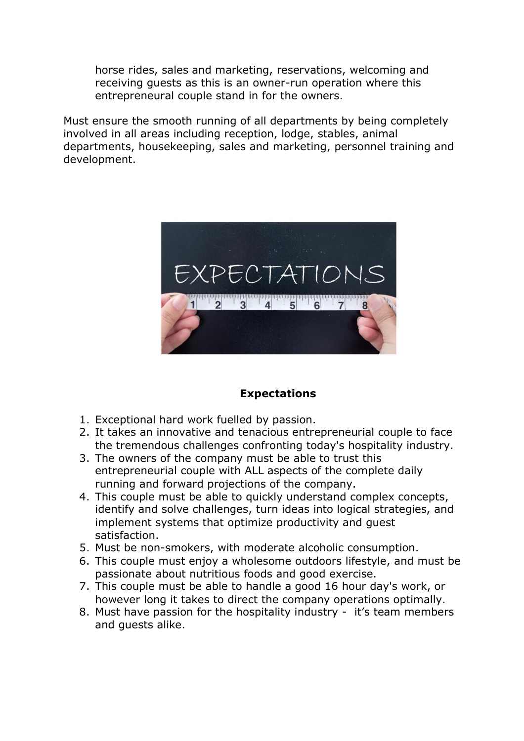horse rides, sales and marketing, reservations, welcoming and receiving guests as this is an owner-run operation where this entrepreneural couple stand in for the owners.

Must ensure the smooth running of all departments by being completely involved in all areas including reception, lodge, stables, animal departments, housekeeping, sales and marketing, personnel training and development.

**Expectations**

1. Exceptional hard work fuelled by passion.
2. It takes an innovative and tenacious entrepreneurial couple to face the tremendous challenges confronting today's hospitality industry.
3. The owners of the company must be able to trust this entrepreneurial couple with ALL aspects of the complete daily running and forward projections of the company.
4. This couple must be able to quickly understand complex concepts, identify and solve challenges, turn ideas into logical strategies, and implement systems that optimize productivity and guest satisfaction.
5. Must be non-smokers, with moderate alcoholic consumption.
6. This couple must enjoy a wholesome outdoors lifestyle, and must be passionate about nutritious foods and good exercise.
7. This couple must be able to handle a good 16 hour day's work, or however long it takes to direct the company operations optimally.
8. Must have passion for the hospitality industry - it's team members and guests alike.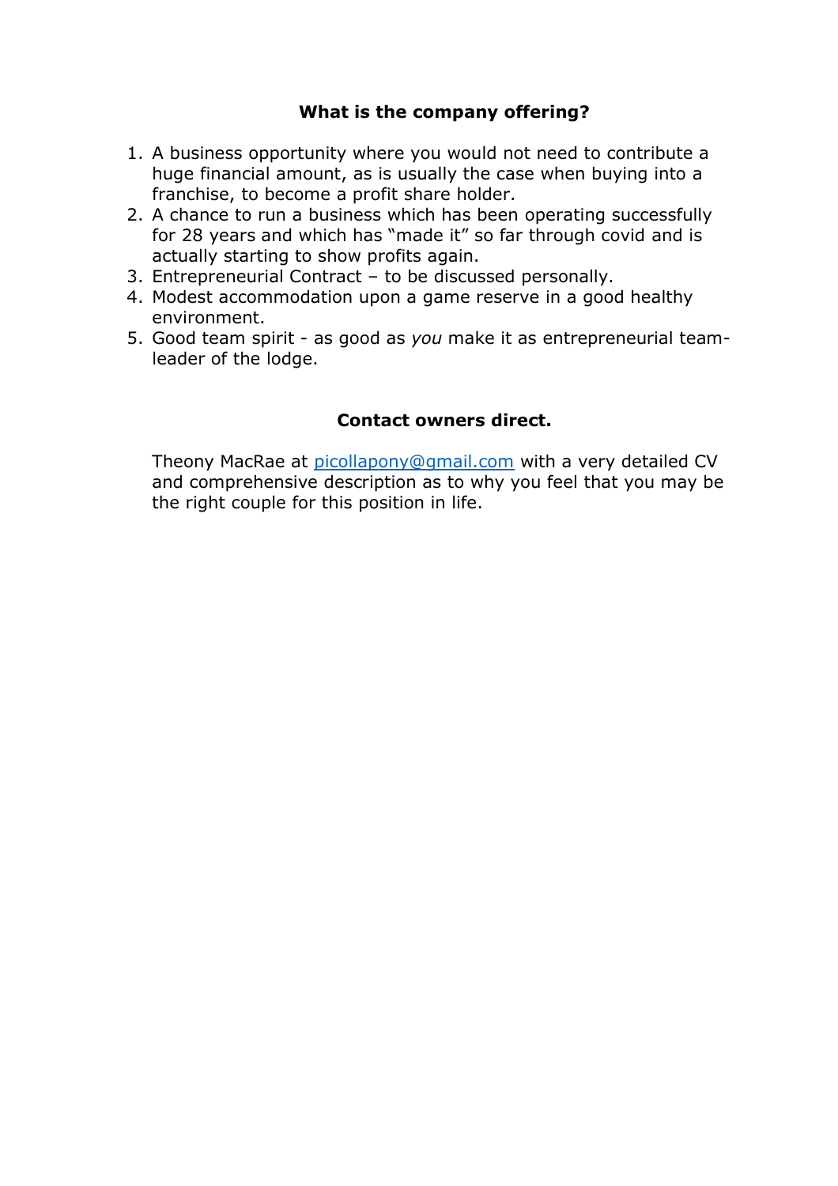## What is the company offering?

1. A business opportunity where you would not need to contribute a huge financial amount, as is usually the case when buying into a franchise, to become a profit share holder.
2. A chance to run a business which has been operating successfully for 28 years and which has "made it" so far through covid and is actually starting to show profits again.
3. Entrepreneurial Contract – to be discussed personally.
4. Modest accommodation upon a game reserve in a good healthy environment.
5. Good team spirit - as good as *you* make it as entrepreneurial team-leader of the lodge.

## Contact owners direct.

Theony MacRae at picollapony@gmail.com with a very detailed CV and comprehensive description as to why you feel that you may be the right couple for this position in life.